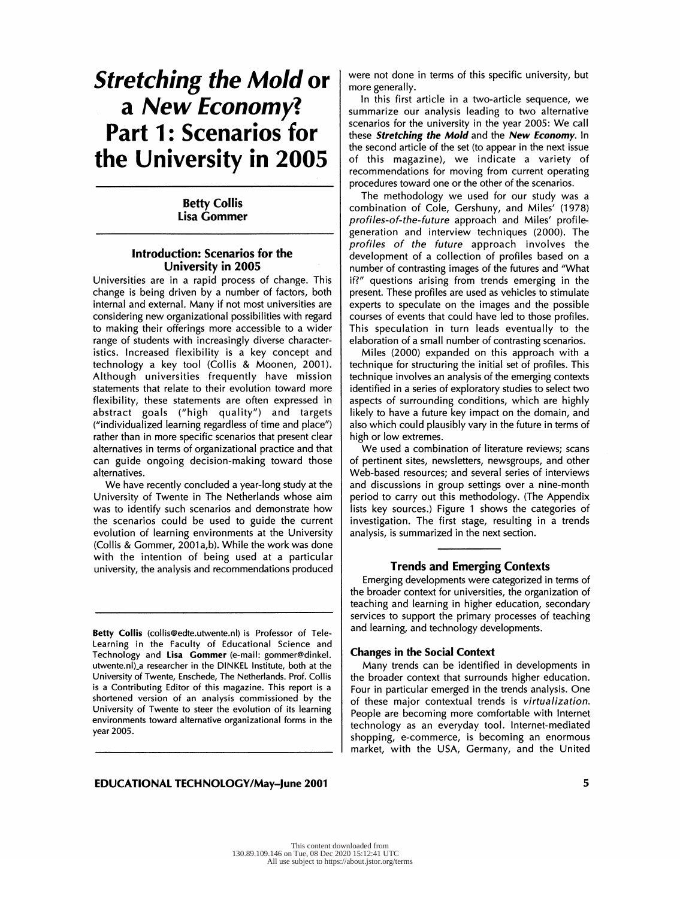# *Stretching the Mold* or a *New Economy*? Part 1: Scenarios for the University in 2005

**Betty Collis**
**Lisa Gommer**

## Introduction: Scenarios for the University in 2005

Universities are in a rapid process of change. This change is being driven by a number of factors, both internal and external. Many if not most universities are considering new organizational possibilities with regard to making their offerings more accessible to a wider range of students with increasingly diverse characteristics. Increased flexibility is a key concept and technology a key tool (Collis & Moonen, 2001). Although universities frequently have mission statements that relate to their evolution toward more flexibility, these statements are often expressed in abstract goals ("high quality") and targets ("individualized learning regardless of time and place") rather than in more specific scenarios that present clear alternatives in terms of organizational practice and that can guide ongoing decision-making toward those alternatives.

We have recently concluded a year-long study at the University of Twente in The Netherlands whose aim was to identify such scenarios and demonstrate how the scenarios could be used to guide the current evolution of learning environments at the University (Collis & Gommer, 2001a,b). While the work was done with the intention of being used at a particular university, the analysis and recommendations produced were not done in terms of this specific university, but more generally.

In this first article in a two-article sequence, we summarize our analysis leading to two alternative scenarios for the university in the year 2005: We call these ***Stretching the Mold*** and the ***New Economy***. In the second article of the set (to appear in the next issue of this magazine), we indicate a variety of recommendations for moving from current operating procedures toward one or the other of the scenarios.

The methodology we used for our study was a combination of Cole, Gershuny, and Miles' (1978) *profiles-of-the-future* approach and Miles' profile-generation and interview techniques (2000). The *profiles of the future* approach involves the development of a collection of profiles based on a number of contrasting images of the futures and "What if?" questions arising from trends emerging in the present. These profiles are used as vehicles to stimulate experts to speculate on the images and the possible courses of events that could have led to those profiles. This speculation in turn leads eventually to the elaboration of a small number of contrasting scenarios.

Miles (2000) expanded on this approach with a technique for structuring the initial set of profiles. This technique involves an analysis of the emerging contexts identified in a series of exploratory studies to select two aspects of surrounding conditions, which are highly likely to have a future key impact on the domain, and also which could plausibly vary in the future in terms of high or low extremes.

We used a combination of literature reviews; scans of pertinent sites, newsletters, newsgroups, and other Web-based resources; and several series of interviews and discussions in group settings over a nine-month period to carry out this methodology. (The Appendix lists key sources.) Figure 1 shows the categories of investigation. The first stage, resulting in a trends analysis, is summarized in the next section.

## Trends and Emerging Contexts

Emerging developments were categorized in terms of the broader context for universities, the organization of teaching and learning in higher education, secondary services to support the primary processes of teaching and learning, and technology developments.

### Changes in the Social Context

Many trends can be identified in developments in the broader context that surrounds higher education. Four in particular emerged in the trends analysis. One of these major contextual trends is *virtualization*. People are becoming more comfortable with Internet technology as an everyday tool. Internet-mediated shopping, e-commerce, is becoming an enormous market, with the USA, Germany, and the United

---

**Betty Collis** (collis@edte.utwente.nl) is Professor of Tele-Learning in the Faculty of Educational Science and Technology and **Lisa Gommer** (e-mail: gommer@dinkel.utwente.nl) a researcher in the DINKEL Institute, both at the University of Twente, Enschede, The Netherlands. Prof. Collis is a Contributing Editor of this magazine. This report is a shortened version of an analysis commissioned by the University of Twente to steer the evolution of its learning environments toward alternative organizational forms in the year 2005.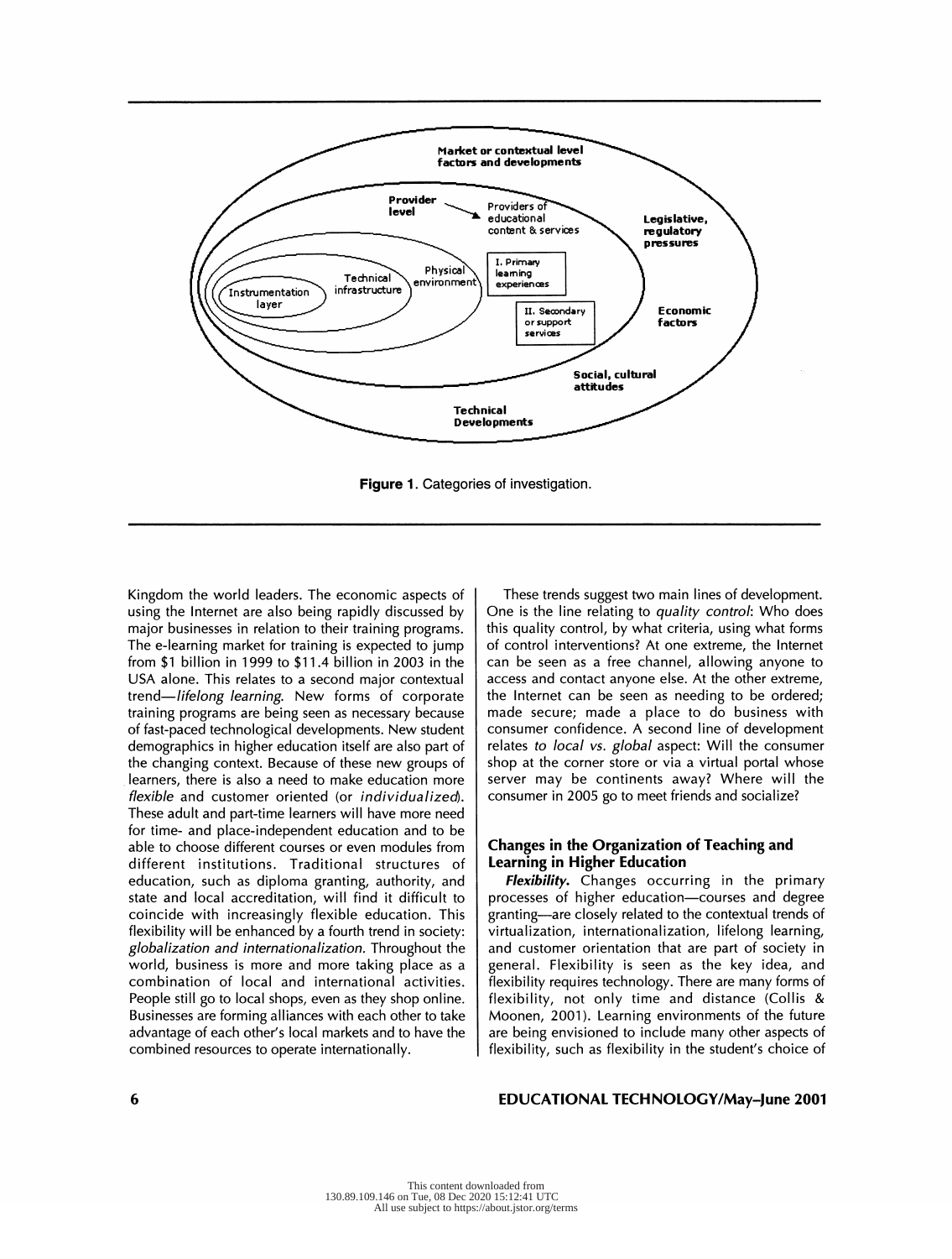**Figure 1.** Categories of investigation.

Kingdom the world leaders. The economic aspects of using the Internet are also being rapidly discussed by major businesses in relation to their training programs. The e-learning market for training is expected to jump from $1 billion in 1999 to $11.4 billion in 2003 in the USA alone. This relates to a second major contextual trend—*lifelong learning*. New forms of corporate training programs are being seen as necessary because of fast-paced technological developments. New student demographics in higher education itself are also part of the changing context. Because of these new groups of learners, there is also a need to make education more *flexible* and customer oriented (or *individualized*). These adult and part-time learners will have more need for time- and place-independent education and to be able to choose different courses or even modules from different institutions. Traditional structures of education, such as diploma granting, authority, and state and local accreditation, will find it difficult to coincide with increasingly flexible education. This flexibility will be enhanced by a fourth trend in society: *globalization and internationalization*. Throughout the world, business is more and more taking place as a combination of local and international activities. People still go to local shops, even as they shop online. Businesses are forming alliances with each other to take advantage of each other's local markets and to have the combined resources to operate internationally.

These trends suggest two main lines of development. One is the line relating to *quality control*: Who does this quality control, by what criteria, using what forms of control interventions? At one extreme, the Internet can be seen as a free channel, allowing anyone to access and contact anyone else. At the other extreme, the Internet can be seen as needing to be ordered; made secure; made a place to do business with consumer confidence. A second line of development relates *to local vs. global* aspect: Will the consumer shop at the corner store or via a virtual portal whose server may be continents away? Where will the consumer in 2005 go to meet friends and socialize?

## Changes in the Organization of Teaching and Learning in Higher Education

***Flexibility.*** Changes occurring in the primary processes of higher education—courses and degree granting—are closely related to the contextual trends of virtualization, internationalization, lifelong learning, and customer orientation that are part of society in general. Flexibility is seen as the key idea, and flexibility requires technology. There are many forms of flexibility, not only time and distance (Collis & Moonen, 2001). Learning environments of the future are being envisioned to include many other aspects of flexibility, such as flexibility in the student's choice of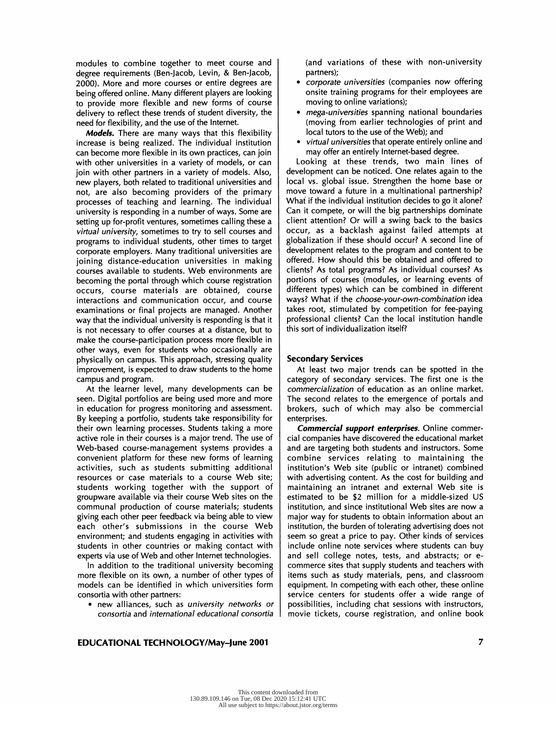modules to combine together to meet course and degree requirements (Ben-Jacob, Levin, & Ben-Jacob, 2000). More and more courses or entire degrees are being offered online. Many different players are looking to provide more flexible and new forms of course delivery to reflect these trends of student diversity, the need for flexibility, and the use of the Internet.

***Models.*** There are many ways that this flexibility increase is being realized. The individual institution can become more flexible in its own practices, can join with other universities in a variety of models, or can join with other partners in a variety of models. Also, new players, both related to traditional universities and not, are also becoming providers of the primary processes of teaching and learning. The individual university is responding in a number of ways. Some are setting up for-profit ventures, sometimes calling these a *virtual university*, sometimes to try to sell courses and programs to individual students, other times to target corporate employers. Many traditional universities are joining distance-education universities in making courses available to students. Web environments are becoming the portal through which course registration occurs, course materials are obtained, course interactions and communication occur, and course examinations or final projects are managed. Another way that the individual university is responding is that it is not necessary to offer courses at a distance, but to make the course-participation process more flexible in other ways, even for students who occasionally are physically on campus. This approach, stressing quality improvement, is expected to draw students to the home campus and program.

At the learner level, many developments can be seen. Digital portfolios are being used more and more in education for progress monitoring and assessment. By keeping a portfolio, students take responsibility for their own learning processes. Students taking a more active role in their courses is a major trend. The use of Web-based course-management systems provides a convenient platform for these new forms of learning activities, such as students submitting additional resources or case materials to a course Web site; students working together with the support of groupware available via their course Web sites on the communal production of course materials; students giving each other peer feedback via being able to view each other's submissions in the course Web environment; and students engaging in activities with students in other countries or making contact with experts via use of Web and other Internet technologies.

In addition to the traditional university becoming more flexible on its own, a number of other types of models can be identified in which universities form consortia with other partners:

- new alliances, such as *university networks or consortia* and *international educational consortia* (and variations of these with non-university partners);
- *corporate universities* (companies now offering onsite training programs for their employees are moving to online variations);
- *mega-universities* spanning national boundaries (moving from earlier technologies of print and local tutors to the use of the Web); and
- *virtual universities* that operate entirely online and may offer an entirely Internet-based degree.

Looking at these trends, two main lines of development can be noticed. One relates again to the local vs. global issue. Strengthen the home base or move toward a future in a multinational partnership? What if the individual institution decides to go it alone? Can it compete, or will the big partnerships dominate client attention? Or will a swing back to the basics occur, as a backlash against failed attempts at globalization if these should occur? A second line of development relates to the program and content to be offered. How should this be obtained and offered to clients? As total programs? As individual courses? As portions of courses (modules, or learning events of different types) which can be combined in different ways? What if the *choose-your-own-combination* idea takes root, stimulated by competition for fee-paying professional clients? Can the local institution handle this sort of individualization itself?

## Secondary Services

At least two major trends can be spotted in the category of secondary services. The first one is the *commercialization* of education as an online market. The second relates to the emergence of portals and brokers, such of which may also be commercial enterprises.

***Commercial support enterprises.*** Online commercial companies have discovered the educational market and are targeting both students and instructors. Some combine services relating to maintaining the institution's Web site (public or intranet) combined with advertising content. As the cost for building and maintaining an intranet and external Web site is estimated to be $2 million for a middle-sized US institution, and since institutional Web sites are now a major way for students to obtain information about an institution, the burden of tolerating advertising does not seem so great a price to pay. Other kinds of services include online note services where students can buy and sell college notes, tests, and abstracts; or e-commerce sites that supply students and teachers with items such as study materials, pens, and classroom equipment. In competing with each other, these online service centers for students offer a wide range of possibilities, including chat sessions with instructors, movie tickets, course registration, and online book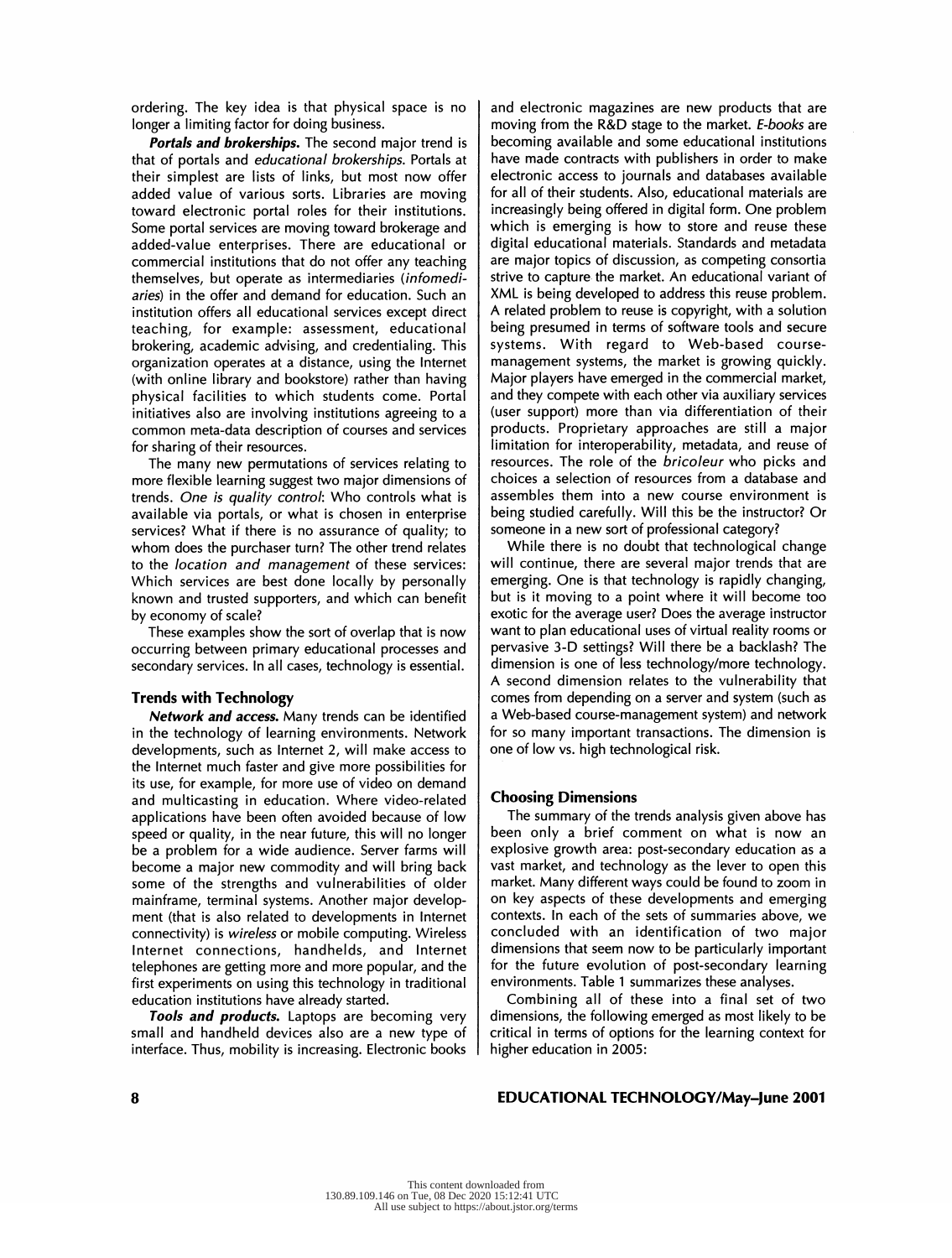ordering. The key idea is that physical space is no longer a limiting factor for doing business.

***Portals and brokerships.*** The second major trend is that of portals and *educational brokerships*. Portals at their simplest are lists of links, but most now offer added value of various sorts. Libraries are moving toward electronic portal roles for their institutions. Some portal services are moving toward brokerage and added-value enterprises. There are educational or commercial institutions that do not offer any teaching themselves, but operate as intermediaries (*infomediaries*) in the offer and demand for education. Such an institution offers all educational services except direct teaching, for example: assessment, educational brokering, academic advising, and credentialing. This organization operates at a distance, using the Internet (with online library and bookstore) rather than having physical facilities to which students come. Portal initiatives also are involving institutions agreeing to a common meta-data description of courses and services for sharing of their resources.

The many new permutations of services relating to more flexible learning suggest two major dimensions of trends. *One is quality control*: Who controls what is available via portals, or what is chosen in enterprise services? What if there is no assurance of quality; to whom does the purchaser turn? The other trend relates to the *location and management* of these services: Which services are best done locally by personally known and trusted supporters, and which can benefit by economy of scale?

These examples show the sort of overlap that is now occurring between primary educational processes and secondary services. In all cases, technology is essential.

### Trends with Technology

***Network and access.*** Many trends can be identified in the technology of learning environments. Network developments, such as Internet 2, will make access to the Internet much faster and give more possibilities for its use, for example, for more use of video on demand and multicasting in education. Where video-related applications have been often avoided because of low speed or quality, in the near future, this will no longer be a problem for a wide audience. Server farms will become a major new commodity and will bring back some of the strengths and vulnerabilities of older mainframe, terminal systems. Another major development (that is also related to developments in Internet connectivity) is *wireless* or mobile computing. Wireless Internet connections, handhelds, and Internet telephones are getting more and more popular, and the first experiments on using this technology in traditional education institutions have already started.

***Tools and products.*** Laptops are becoming very small and handheld devices also are a new type of interface. Thus, mobility is increasing. Electronic books and electronic magazines are new products that are moving from the R&D stage to the market. *E-books* are becoming available and some educational institutions have made contracts with publishers in order to make electronic access to journals and databases available for all of their students. Also, educational materials are increasingly being offered in digital form. One problem which is emerging is how to store and reuse these digital educational materials. Standards and metadata are major topics of discussion, as competing consortia strive to capture the market. An educational variant of XML is being developed to address this reuse problem. A related problem to reuse is copyright, with a solution being presumed in terms of software tools and secure systems. With regard to Web-based course-management systems, the market is growing quickly. Major players have emerged in the commercial market, and they compete with each other via auxiliary services (user support) more than via differentiation of their products. Proprietary approaches are still a major limitation for interoperability, metadata, and reuse of resources. The role of the *bricoleur* who picks and choices a selection of resources from a database and assembles them into a new course environment is being studied carefully. Will this be the instructor? Or someone in a new sort of professional category?

While there is no doubt that technological change will continue, there are several major trends that are emerging. One is that technology is rapidly changing, but is it moving to a point where it will become too exotic for the average user? Does the average instructor want to plan educational uses of virtual reality rooms or pervasive 3-D settings? Will there be a backlash? The dimension is one of less technology/more technology. A second dimension relates to the vulnerability that comes from depending on a server and system (such as a Web-based course-management system) and network for so many important transactions. The dimension is one of low vs. high technological risk.

## Choosing Dimensions

The summary of the trends analysis given above has been only a brief comment on what is now an explosive growth area: post-secondary education as a vast market, and technology as the lever to open this market. Many different ways could be found to zoom in on key aspects of these developments and emerging contexts. In each of the sets of summaries above, we concluded with an identification of two major dimensions that seem now to be particularly important for the future evolution of post-secondary learning environments. Table 1 summarizes these analyses.

Combining all of these into a final set of two dimensions, the following emerged as most likely to be critical in terms of options for the learning context for higher education in 2005: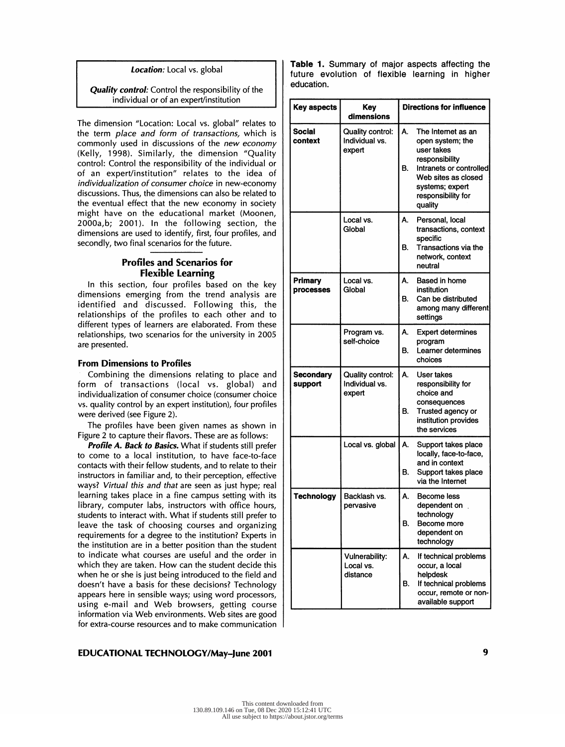| *Location:* Local vs. global |
| --- |
| ***Quality control:*** Control the responsibility of the individual or of an expert/institution |

The dimension "Location: Local vs. global" relates to the term *place and form of transactions,* which is commonly used in discussions of the *new economy* (Kelly, 1998). Similarly, the dimension "Quality control: Control the responsibility of the individual or of an expert/institution" relates to the idea of *individualization of consumer choice* in new-economy discussions. Thus, the dimensions can also be related to the eventual effect that the new economy in society might have on the educational market (Moonen, 2000a,b; 2001). In the following section, the dimensions are used to identify, first, four profiles, and secondly, two final scenarios for the future.

## Profiles and Scenarios for Flexible Learning

In this section, four profiles based on the key dimensions emerging from the trend analysis are identified and discussed. Following this, the relationships of the profiles to each other and to different types of learners are elaborated. From these relationships, two scenarios for the university in 2005 are presented.

### From Dimensions to Profiles

Combining the dimensions relating to place and form of transactions (local vs. global) and individualization of consumer choice (consumer choice vs. quality control by an expert institution), four profiles were derived (see Figure 2).

The profiles have been given names as shown in Figure 2 to capture their flavors. These are as follows:

***Profile A. Back to Basics.*** What if students still prefer to come to a local institution, to have face-to-face contacts with their fellow students, and to relate to their instructors in familiar and, to their perception, effective ways? *Virtual this and that* are seen as just hype; real learning takes place in a fine campus setting with its library, computer labs, instructors with office hours, students to interact with. What if students still prefer to leave the task of choosing courses and organizing requirements for a degree to the institution? Experts in the institution are in a better position than the student to indicate what courses are useful and the order in which they are taken. How can the student decide this when he or she is just being introduced to the field and doesn't have a basis for these decisions? Technology appears here in sensible ways; using word processors, using e-mail and Web browsers, getting course information via Web environments. Web sites are good for extra-course resources and to make communication

**Table 1.** Summary of major aspects affecting the future evolution of flexible learning in higher education.

| Key aspects | Key dimensions | Directions for influence |
| --- | --- | --- |
| **Social context** | Quality control: Individual vs. expert | A. The Internet as an open system; the user takes responsibility<br>B. Intranets or controlled Web sites as closed systems; expert responsibility for quality |
| | Local vs. Global | A. Personal, local transactions, context specific<br>B. Transactions via the network, context neutral |
| **Primary processes** | Local vs. Global | A. Based in home institution<br>B. Can be distributed among many different settings |
| | Program vs. self-choice | A. Expert determines program<br>B. Learner determines choices |
| **Secondary support** | Quality control: Individual vs. expert | A. User takes responsibility for choice and consequences<br>B. Trusted agency or institution provides the services |
| | Local vs. global | A. Support takes place locally, face-to-face, and in context<br>B. Support takes place via the Internet |
| **Technology** | Backlash vs. pervasive | A. Become less dependent on technology<br>B. Become more dependent on technology |
| | Vulnerability: Local vs. distance | A. If technical problems occur, a local helpdesk<br>B. If technical problems occur, remote or non-available support |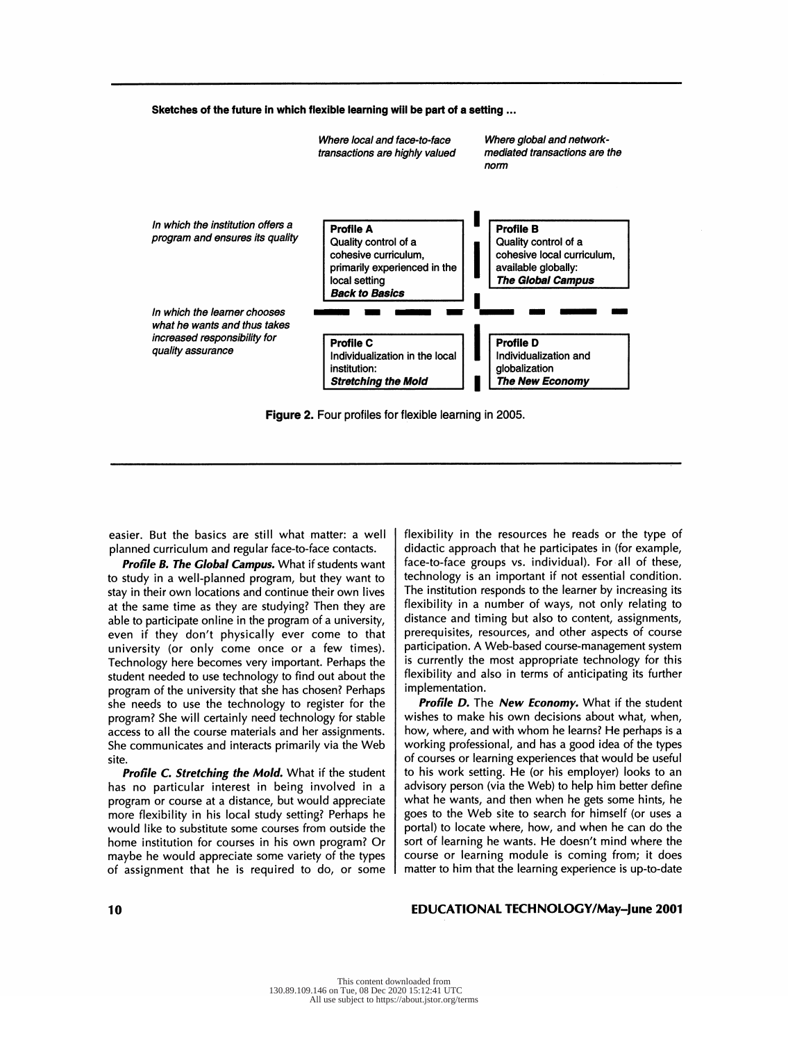**Sketches of the future in which flexible learning will be part of a setting ...**

| | *Where local and face-to-face transactions are highly valued* | *Where global and network-mediated transactions are the norm* |
|---|---|---|
| *In which the institution offers a program and ensures its quality* | **Profile A** Quality control of a cohesive curriculum, primarily experienced in the local setting ***Back to Basics*** | **Profile B** Quality control of a cohesive local curriculum, available globally: ***The Global Campus*** |
| *In which the learner chooses what he wants and thus takes increased responsibility for quality assurance* | **Profile C** Individualization in the local institution: ***Stretching the Mold*** | **Profile D** Individualization and globalization ***The New Economy*** |

**Figure 2.** Four profiles for flexible learning in 2005.

easier. But the basics are still what matter: a well planned curriculum and regular face-to-face contacts.

***Profile B. The Global Campus.*** What if students want to study in a well-planned program, but they want to stay in their own locations and continue their own lives at the same time as they are studying? Then they are able to participate online in the program of a university, even if they don't physically ever come to that university (or only come once or a few times). Technology here becomes very important. Perhaps the student needed to use technology to find out about the program of the university that she has chosen? Perhaps she needs to use the technology to register for the program? She will certainly need technology for stable access to all the course materials and her assignments. She communicates and interacts primarily via the Web site.

***Profile C. Stretching the Mold.*** What if the student has no particular interest in being involved in a program or course at a distance, but would appreciate more flexibility in his local study setting? Perhaps he would like to substitute some courses from outside the home institution for courses in his own program? Or maybe he would appreciate some variety of the types of assignment that he is required to do, or some flexibility in the resources he reads or the type of didactic approach that he participates in (for example, face-to-face groups vs. individual). For all of these, technology is an important if not essential condition. The institution responds to the learner by increasing its flexibility in a number of ways, not only relating to distance and timing but also to content, assignments, prerequisites, resources, and other aspects of course participation. A Web-based course-management system is currently the most appropriate technology for this flexibility and also in terms of anticipating its further implementation.

***Profile D.*** The ***New Economy.*** What if the student wishes to make his own decisions about what, when, how, where, and with whom he learns? He perhaps is a working professional, and has a good idea of the types of courses or learning experiences that would be useful to his work setting. He (or his employer) looks to an advisory person (via the Web) to help him better define what he wants, and then when he gets some hints, he goes to the Web site to search for himself (or uses a portal) to locate where, how, and when he can do the sort of learning he wants. He doesn't mind where the course or learning module is coming from; it does matter to him that the learning experience is up-to-date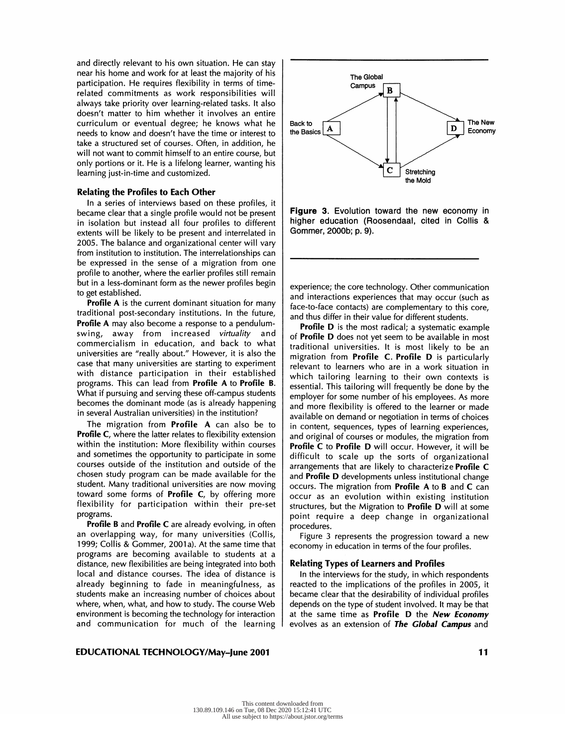and directly relevant to his own situation. He can stay near his home and work for at least the majority of his participation. He requires flexibility in terms of time-related commitments as work responsibilities will always take priority over learning-related tasks. It also doesn't matter to him whether it involves an entire curriculum or eventual degree; he knows what he needs to know and doesn't have the time or interest to take a structured set of courses. Often, in addition, he will not want to commit himself to an entire course, but only portions or it. He is a lifelong learner, wanting his learning just-in-time and customized.

### Relating the Profiles to Each Other

In a series of interviews based on these profiles, it became clear that a single profile would not be present in isolation but instead all four profiles to different extents will be likely to be present and interrelated in 2005. The balance and organizational center will vary from institution to institution. The interrelationships can be expressed in the sense of a migration from one profile to another, where the earlier profiles still remain but in a less-dominant form as the newer profiles begin to get established.

**Profile A** is the current dominant situation for many traditional post-secondary institutions. In the future, **Profile A** may also become a response to a pendulum-swing, away from increased *virtuality* and commercialism in education, and back to what universities are "really about." However, it is also the case that many universities are starting to experiment with distance participation in their established programs. This can lead from **Profile A** to **Profile B**. What if pursuing and serving these off-campus students becomes the dominant mode (as is already happening in several Australian universities) in the institution?

The migration from **Profile A** can also be to **Profile C**, where the latter relates to flexibility extension within the institution: More flexibility within courses and sometimes the opportunity to participate in some courses outside of the institution and outside of the chosen study program can be made available for the student. Many traditional universities are now moving toward some forms of **Profile C**, by offering more flexibility for participation within their pre-set programs.

**Profile B** and **Profile C** are already evolving, in often an overlapping way, for many universities (Collis, 1999; Collis & Gommer, 2001a). At the same time that programs are becoming available to students at a distance, new flexibilities are being integrated into both local and distance courses. The idea of distance is already beginning to fade in meaningfulness, as students make an increasing number of choices about where, when, what, and how to study. The course Web environment is becoming the technology for interaction and communication for much of the learning experience; the core technology. Other communication and interactions experiences that may occur (such as face-to-face contacts) are complementary to this core, and thus differ in their value for different students.

**Profile D** is the most radical; a systematic example of **Profile D** does not yet seem to be available in most traditional universities. It is most likely to be an migration from **Profile C**. **Profile D** is particularly relevant to learners who are in a work situation in which tailoring learning to their own contexts is essential. This tailoring will frequently be done by the employer for some number of his employees. As more and more flexibility is offered to the learner or made available on demand or negotiation in terms of choices in content, sequences, types of learning experiences, and original of courses or modules, the migration from **Profile C** to **Profile D** will occur. However, it will be difficult to scale up the sorts of organizational arrangements that are likely to characterize **Profile C** and **Profile D** developments unless institutional change occurs. The migration from **Profile A** to **B** and **C** can occur as an evolution within existing institution structures, but the Migration to **Profile D** will at some point require a deep change in organizational procedures.

Figure 3 represents the progression toward a new economy in education in terms of the four profiles.

The Global Campus (B); Back to the Basics (A); The New Economy (D); Stretching the Mold (C)

**Figure 3.** Evolution toward the new economy in higher education (Roosendaal, cited in Collis & Gommer, 2000b; p. 9).

### Relating Types of Learners and Profiles

In the interviews for the study, in which respondents reacted to the implications of the profiles in 2005, it became clear that the desirability of individual profiles depends on the type of student involved. It may be that at the same time as **Profile D** the ***New Economy*** evolves as an extension of ***The Global Campus*** and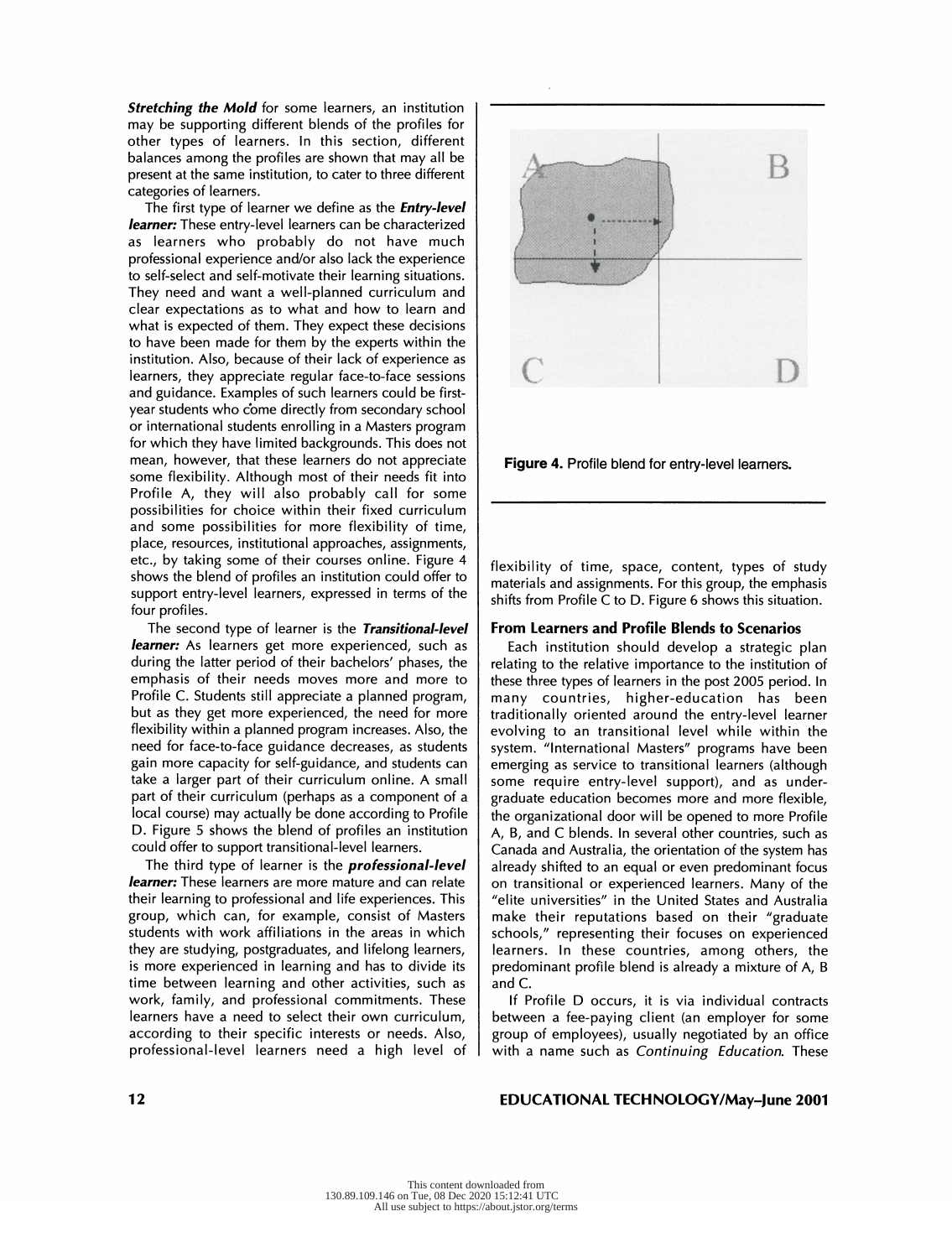***Stretching the Mold*** for some learners, an institution may be supporting different blends of the profiles for other types of learners. In this section, different balances among the profiles are shown that may all be present at the same institution, to cater to three different categories of learners.

The first type of learner we define as the ***Entry-level learner:*** These entry-level learners can be characterized as learners who probably do not have much professional experience and/or also lack the experience to self-select and self-motivate their learning situations. They need and want a well-planned curriculum and clear expectations as to what and how to learn and what is expected of them. They expect these decisions to have been made for them by the experts within the institution. Also, because of their lack of experience as learners, they appreciate regular face-to-face sessions and guidance. Examples of such learners could be first-year students who come directly from secondary school or international students enrolling in a Masters program for which they have limited backgrounds. This does not mean, however, that these learners do not appreciate some flexibility. Although most of their needs fit into Profile A, they will also probably call for some possibilities for choice within their fixed curriculum and some possibilities for more flexibility of time, place, resources, institutional approaches, assignments, etc., by taking some of their courses online. Figure 4 shows the blend of profiles an institution could offer to support entry-level learners, expressed in terms of the four profiles.

**Figure 4.** Profile blend for entry-level learners.

The second type of learner is the ***Transitional-level learner:*** As learners get more experienced, such as during the latter period of their bachelors' phases, the emphasis of their needs moves more and more to Profile C. Students still appreciate a planned program, but as they get more experienced, the need for more flexibility within a planned program increases. Also, the need for face-to-face guidance decreases, as students gain more capacity for self-guidance, and students can take a larger part of their curriculum online. A small part of their curriculum (perhaps as a component of a local course) may actually be done according to Profile D. Figure 5 shows the blend of profiles an institution could offer to support transitional-level learners.

The third type of learner is the ***professional-level learner:*** These learners are more mature and can relate their learning to professional and life experiences. This group, which can, for example, consist of Masters students with work affiliations in the areas in which they are studying, postgraduates, and lifelong learners, is more experienced in learning and has to divide its time between learning and other activities, such as work, family, and professional commitments. These learners have a need to select their own curriculum, according to their specific interests or needs. Also, professional-level learners need a high level of flexibility of time, space, content, types of study materials and assignments. For this group, the emphasis shifts from Profile C to D. Figure 6 shows this situation.

## From Learners and Profile Blends to Scenarios

Each institution should develop a strategic plan relating to the relative importance to the institution of these three types of learners in the post 2005 period. In many countries, higher-education has been traditionally oriented around the entry-level learner evolving to an transitional level while within the system. "International Masters" programs have been emerging as service to transitional learners (although some require entry-level support), and as undergraduate education becomes more and more flexible, the organizational door will be opened to more Profile A, B, and C blends. In several other countries, such as Canada and Australia, the orientation of the system has already shifted to an equal or even predominant focus on transitional or experienced learners. Many of the "elite universities" in the United States and Australia make their reputations based on their "graduate schools," representing their focuses on experienced learners. In these countries, among others, the predominant profile blend is already a mixture of A, B and C.

If Profile D occurs, it is via individual contracts between a fee-paying client (an employer for some group of employees), usually negotiated by an office with a name such as *Continuing Education*. These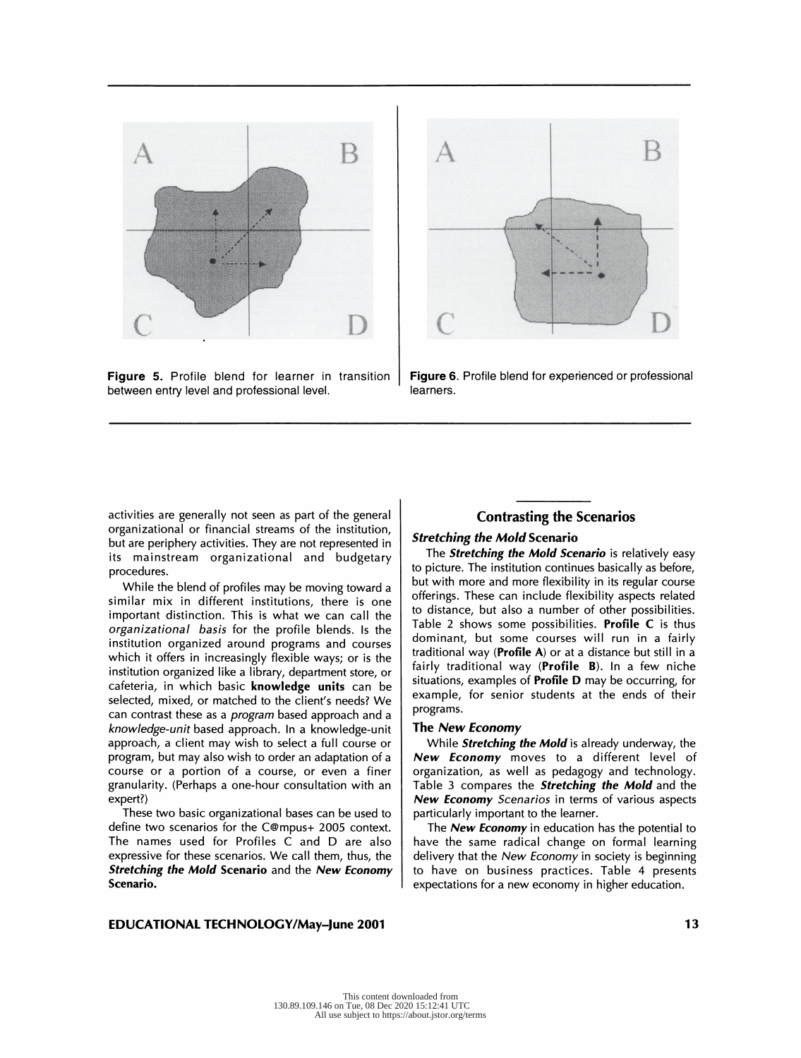Figure 5. Profile blend for learner in transition between entry level and professional level.

Figure 6. Profile blend for experienced or professional learners.

activities are generally not seen as part of the general organizational or financial streams of the institution, but are periphery activities. They are not represented in its mainstream organizational and budgetary procedures.

While the blend of profiles may be moving toward a similar mix in different institutions, there is one important distinction. This is what we can call the *organizational basis* for the profile blends. Is the institution organized around programs and courses which it offers in increasingly flexible ways; or is the institution organized like a library, department store, or cafeteria, in which basic **knowledge units** can be selected, mixed, or matched to the client's needs? We can contrast these as a *program* based approach and a *knowledge-unit* based approach. In a knowledge-unit approach, a client may wish to select a full course or program, but may also wish to order an adaptation of a course or a portion of a course, or even a finer granularity. (Perhaps a one-hour consultation with an expert?)

These two basic organizational bases can be used to define two scenarios for the C@mpus+ 2005 context. The names used for Profiles C and D are also expressive for these scenarios. We call them, thus, the ***Stretching the Mold*** **Scenario** and the ***New Economy*** **Scenario.**

## Contrasting the Scenarios

### *Stretching the Mold* Scenario

The ***Stretching the Mold Scenario*** is relatively easy to picture. The institution continues basically as before, but with more and more flexibility in its regular course offerings. These can include flexibility aspects related to distance, but also a number of other possibilities. Table 2 shows some possibilities. **Profile C** is thus dominant, but some courses will run in a fairly traditional way (**Profile A**) or at a distance but still in a fairly traditional way (**Profile B**). In a few niche situations, examples of **Profile D** may be occurring, for example, for senior students at the ends of their programs.

### The *New Economy*

While ***Stretching the Mold*** is already underway, the ***New Economy*** moves to a different level of organization, as well as pedagogy and technology. Table 3 compares the ***Stretching the Mold*** and the ***New Economy*** *Scenarios* in terms of various aspects particularly important to the learner.

The ***New Economy*** in education has the potential to have the same radical change on formal learning delivery that the *New Economy* in society is beginning to have on business practices. Table 4 presents expectations for a new economy in higher education.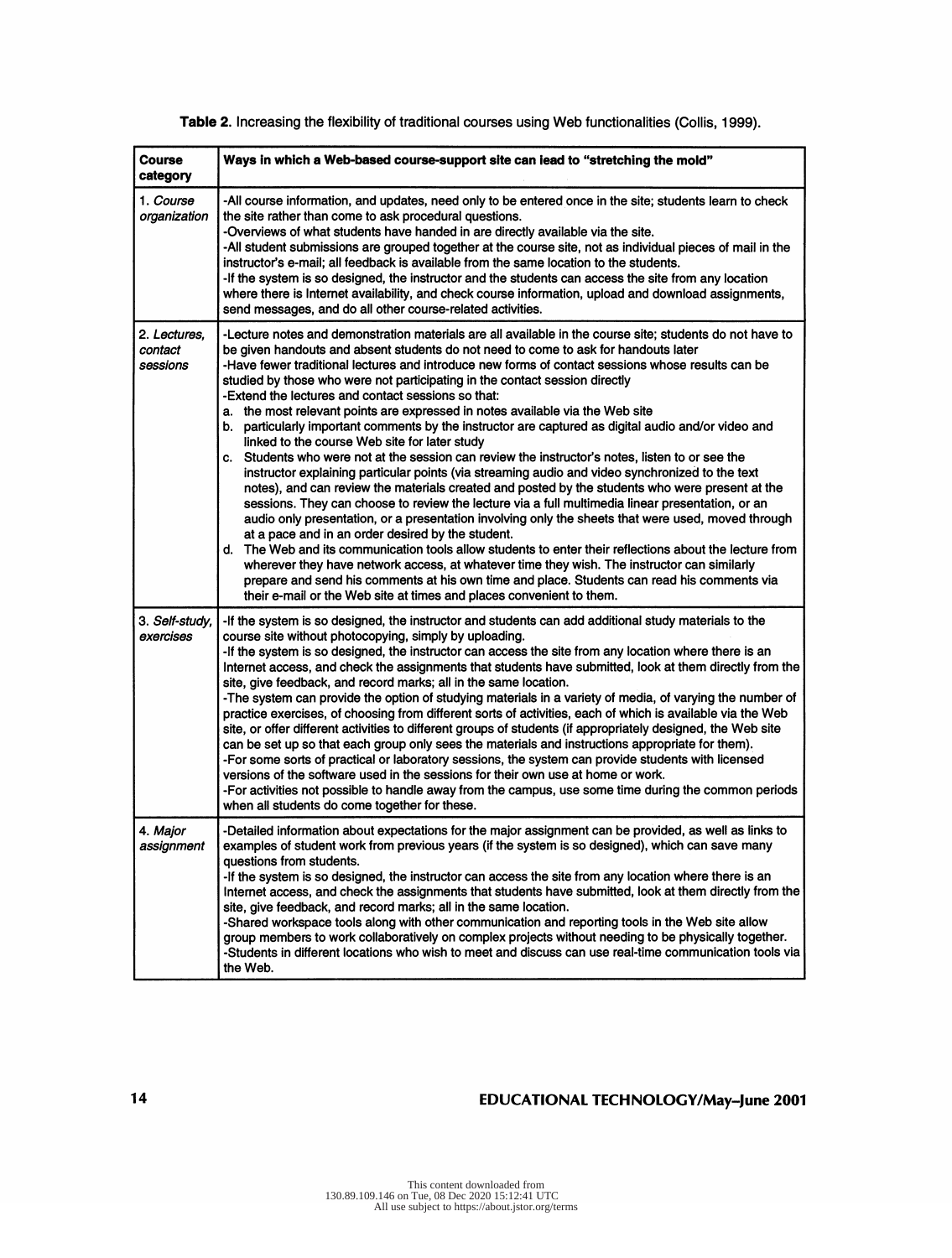**Table 2**. Increasing the flexibility of traditional courses using Web functionalities (Collis, 1999).

| **Course category** | **Ways in which a Web-based course-support site can lead to "stretching the mold"** |
|---|---|
| 1. *Course organization* | -All course information, and updates, need only to be entered once in the site; students learn to check the site rather than come to ask procedural questions.<br>-Overviews of what students have handed in are directly available via the site.<br>-All student submissions are grouped together at the course site, not as individual pieces of mail in the instructor's e-mail; all feedback is available from the same location to the students.<br>-If the system is so designed, the instructor and the students can access the site from any location where there is Internet availability, and check course information, upload and download assignments, send messages, and do all other course-related activities. |
| 2. *Lectures, contact sessions* | -Lecture notes and demonstration materials are all available in the course site; students do not have to be given handouts and absent students do not need to come to ask for handouts later<br>-Have fewer traditional lectures and introduce new forms of contact sessions whose results can be studied by those who were not participating in the contact session directly<br>-Extend the lectures and contact sessions so that:<br>a. the most relevant points are expressed in notes available via the Web site<br>b. particularly important comments by the instructor are captured as digital audio and/or video and linked to the course Web site for later study<br>c. Students who were not at the session can review the instructor's notes, listen to or see the instructor explaining particular points (via streaming audio and video synchronized to the text notes), and can review the materials created and posted by the students who were present at the sessions. They can choose to review the lecture via a full multimedia linear presentation, or an audio only presentation, or a presentation involving only the sheets that were used, moved through at a pace and in an order desired by the student.<br>d. The Web and its communication tools allow students to enter their reflections about the lecture from wherever they have network access, at whatever time they wish. The instructor can similarly prepare and send his comments at his own time and place. Students can read his comments via their e-mail or the Web site at times and places convenient to them. |
| 3. *Self-study, exercises* | -If the system is so designed, the instructor and students can add additional study materials to the course site without photocopying, simply by uploading.<br>-If the system is so designed, the instructor can access the site from any location where there is an Internet access, and check the assignments that students have submitted, look at them directly from the site, give feedback, and record marks; all in the same location.<br>-The system can provide the option of studying materials in a variety of media, of varying the number of practice exercises, of choosing from different sorts of activities, each of which is available via the Web site, or offer different activities to different groups of students (if appropriately designed, the Web site can be set up so that each group only sees the materials and instructions appropriate for them).<br>-For some sorts of practical or laboratory sessions, the system can provide students with licensed versions of the software used in the sessions for their own use at home or work.<br>-For activities not possible to handle away from the campus, use some time during the common periods when all students do come together for these. |
| 4. *Major assignment* | -Detailed information about expectations for the major assignment can be provided, as well as links to examples of student work from previous years (if the system is so designed), which can save many questions from students.<br>-If the system is so designed, the instructor can access the site from any location where there is an Internet access, and check the assignments that students have submitted, look at them directly from the site, give feedback, and record marks; all in the same location.<br>-Shared workspace tools along with other communication and reporting tools in the Web site allow group members to work collaboratively on complex projects without needing to be physically together.<br>-Students in different locations who wish to meet and discuss can use real-time communication tools via the Web. |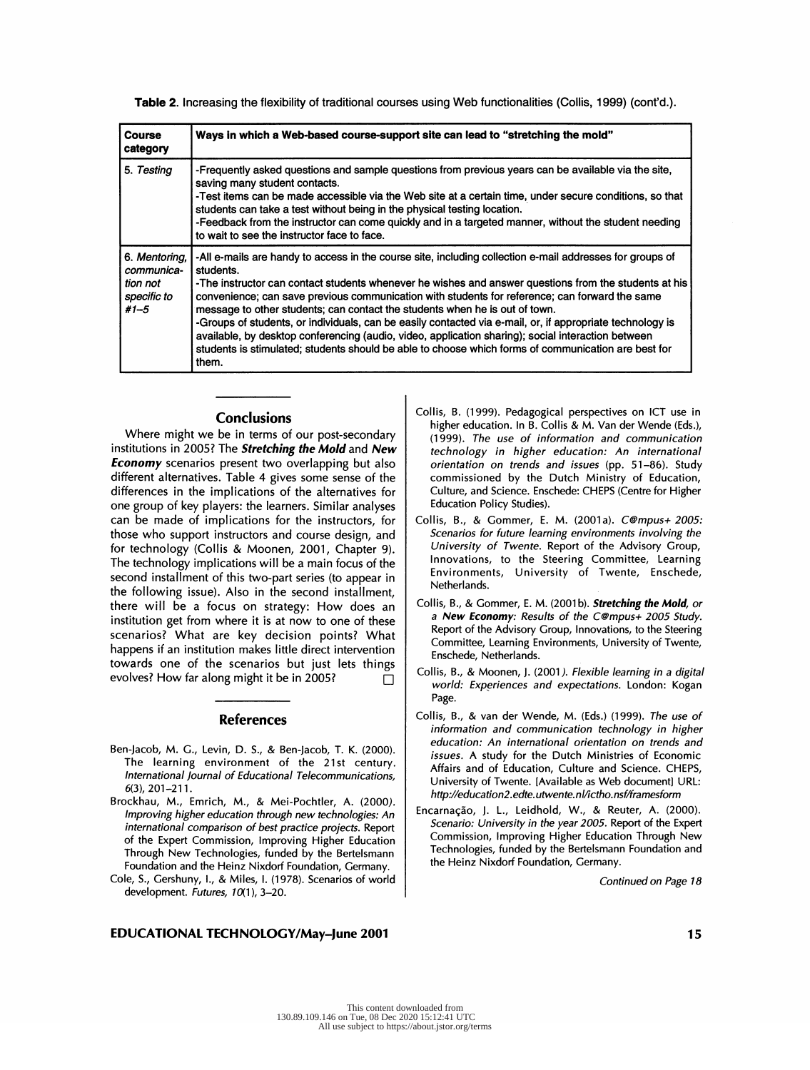**Table 2.** Increasing the flexibility of traditional courses using Web functionalities (Collis, 1999) (cont'd.).

| Course category | Ways in which a Web-based course-support site can lead to "stretching the mold" |
|---|---|
| 5. *Testing* | -Frequently asked questions and sample questions from previous years can be available via the site, saving many student contacts.<br>-Test items can be made accessible via the Web site at a certain time, under secure conditions, so that students can take a test without being in the physical testing location.<br>-Feedback from the instructor can come quickly and in a targeted manner, without the student needing to wait to see the instructor face to face. |
| 6. *Mentoring, communication not specific to #1–5* | -All e-mails are handy to access in the course site, including collection e-mail addresses for groups of students.<br>-The instructor can contact students whenever he wishes and answer questions from the students at his convenience; can save previous communication with students for reference; can forward the same message to other students; can contact the students when he is out of town.<br>-Groups of students, or individuals, can be easily contacted via e-mail, or, if appropriate technology is available, by desktop conferencing (audio, video, application sharing); social interaction between students is stimulated; students should be able to choose which forms of communication are best for them. |

## Conclusions

Where might we be in terms of our post-secondary institutions in 2005? The ***Stretching the Mold*** and ***New Economy*** scenarios present two overlapping but also different alternatives. Table 4 gives some sense of the differences in the implications of the alternatives for one group of key players: the learners. Similar analyses can be made of implications for the instructors, for those who support instructors and course design, and for technology (Collis & Moonen, 2001, Chapter 9). The technology implications will be a main focus of the second installment of this two-part series (to appear in the following issue). Also in the second installment, there will be a focus on strategy: How does an institution get from where it is at now to one of these scenarios? What are key decision points? What happens if an institution makes little direct intervention towards one of the scenarios but just lets things evolves? How far along might it be in 2005? □

## References

Ben-Jacob, M. G., Levin, D. S., & Ben-Jacob, T. K. (2000). The learning environment of the 21st century. *International Journal of Educational Telecommunications, 6*(3), 201–211.

Brockhau, M., Emrich, M., & Mei-Pochtler, A. (2000). *Improving higher education through new technologies: An international comparison of best practice projects.* Report of the Expert Commission, Improving Higher Education Through New Technologies, funded by the Bertelsmann Foundation and the Heinz Nixdorf Foundation, Germany.

Cole, S., Gershuny, I., & Miles, I. (1978). Scenarios of world development. *Futures, 10*(1), 3–20.

Collis, B. (1999). Pedagogical perspectives on ICT use in higher education. In B. Collis & M. Van der Wende (Eds.), (1999). *The use of information and communication technology in higher education: An international orientation on trends and issues* (pp. 51–86). Study commissioned by the Dutch Ministry of Education, Culture, and Science. Enschede: CHEPS (Centre for Higher Education Policy Studies).

Collis, B., & Gommer, E. M. (2001a). *C@mpus+ 2005: Scenarios for future learning environments involving the University of Twente.* Report of the Advisory Group, Innovations, to the Steering Committee, Learning Environments, University of Twente, Enschede, Netherlands.

Collis, B., & Gommer, E. M. (2001b). ***Stretching the Mold**, or a **New Economy**: Results of the C@mpus+ 2005 Study.* Report of the Advisory Group, Innovations, to the Steering Committee, Learning Environments, University of Twente, Enschede, Netherlands.

Collis, B., & Moonen, J. (2001). *Flexible learning in a digital world: Experiences and expectations.* London: Kogan Page.

Collis, B., & van der Wende, M. (Eds.) (1999). *The use of information and communication technology in higher education: An international orientation on trends and issues.* A study for the Dutch Ministries of Economic Affairs and of Education, Culture and Science. CHEPS, University of Twente. [Available as Web document] URL: *http://education2.edte.utwente.nl/ictho.nsf/framesform*

Encarnação, J. L., Leidhold, W., & Reuter, A. (2000). *Scenario: University in the year 2005.* Report of the Expert Commission, Improving Higher Education Through New Technologies, funded by the Bertelsmann Foundation and the Heinz Nixdorf Foundation, Germany.

*Continued on Page 18*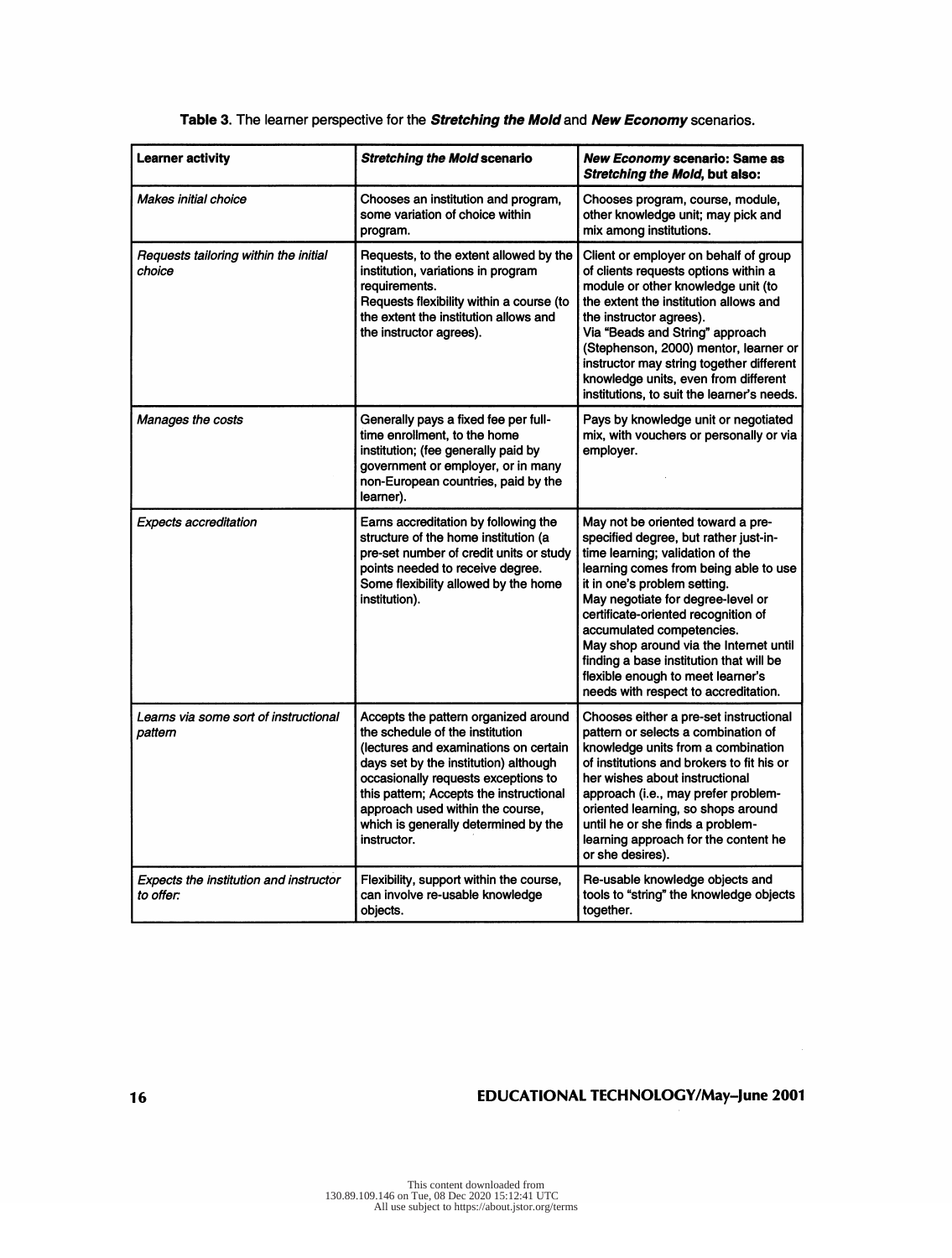**Table 3**. The learner perspective for the ***Stretching the Mold*** and ***New Economy*** scenarios.

| **Learner activity** | ***Stretching the Mold* scenario** | ***New Economy* scenario: Same as *Stretching the Mold*, but also:** |
|---|---|---|
| *Makes initial choice* | Chooses an institution and program, some variation of choice within program. | Chooses program, course, module, other knowledge unit; may pick and mix among institutions. |
| *Requests tailoring within the initial choice* | Requests, to the extent allowed by the institution, variations in program requirements. Requests flexibility within a course (to the extent the institution allows and the instructor agrees). | Client or employer on behalf of group of clients requests options within a module or other knowledge unit (to the extent the institution allows and the instructor agrees). Via "Beads and String" approach (Stephenson, 2000) mentor, learner or instructor may string together different knowledge units, even from different institutions, to suit the learner's needs. |
| *Manages the costs* | Generally pays a fixed fee per full-time enrollment, to the home institution; (fee generally paid by government or employer, or in many non-European countries, paid by the learner). | Pays by knowledge unit or negotiated mix, with vouchers or personally or via employer. |
| *Expects accreditation* | Earns accreditation by following the structure of the home institution (a pre-set number of credit units or study points needed to receive degree. Some flexibility allowed by the home institution). | May not be oriented toward a pre-specified degree, but rather just-in-time learning; validation of the learning comes from being able to use it in one's problem setting. May negotiate for degree-level or certificate-oriented recognition of accumulated competencies. May shop around via the Internet until finding a base institution that will be flexible enough to meet learner's needs with respect to accreditation. |
| *Learns via some sort of instructional pattern* | Accepts the pattern organized around the schedule of the institution (lectures and examinations on certain days set by the institution) although occasionally requests exceptions to this pattern; Accepts the instructional approach used within the course, which is generally determined by the instructor. | Chooses either a pre-set instructional pattern or selects a combination of knowledge units from a combination of institutions and brokers to fit his or her wishes about instructional approach (i.e., may prefer problem-oriented learning, so shops around until he or she finds a problem-learning approach for the content he or she desires). |
| *Expects the institution and instructor to offer:* | Flexibility, support within the course, can involve re-usable knowledge objects. | Re-usable knowledge objects and tools to "string" the knowledge objects together. |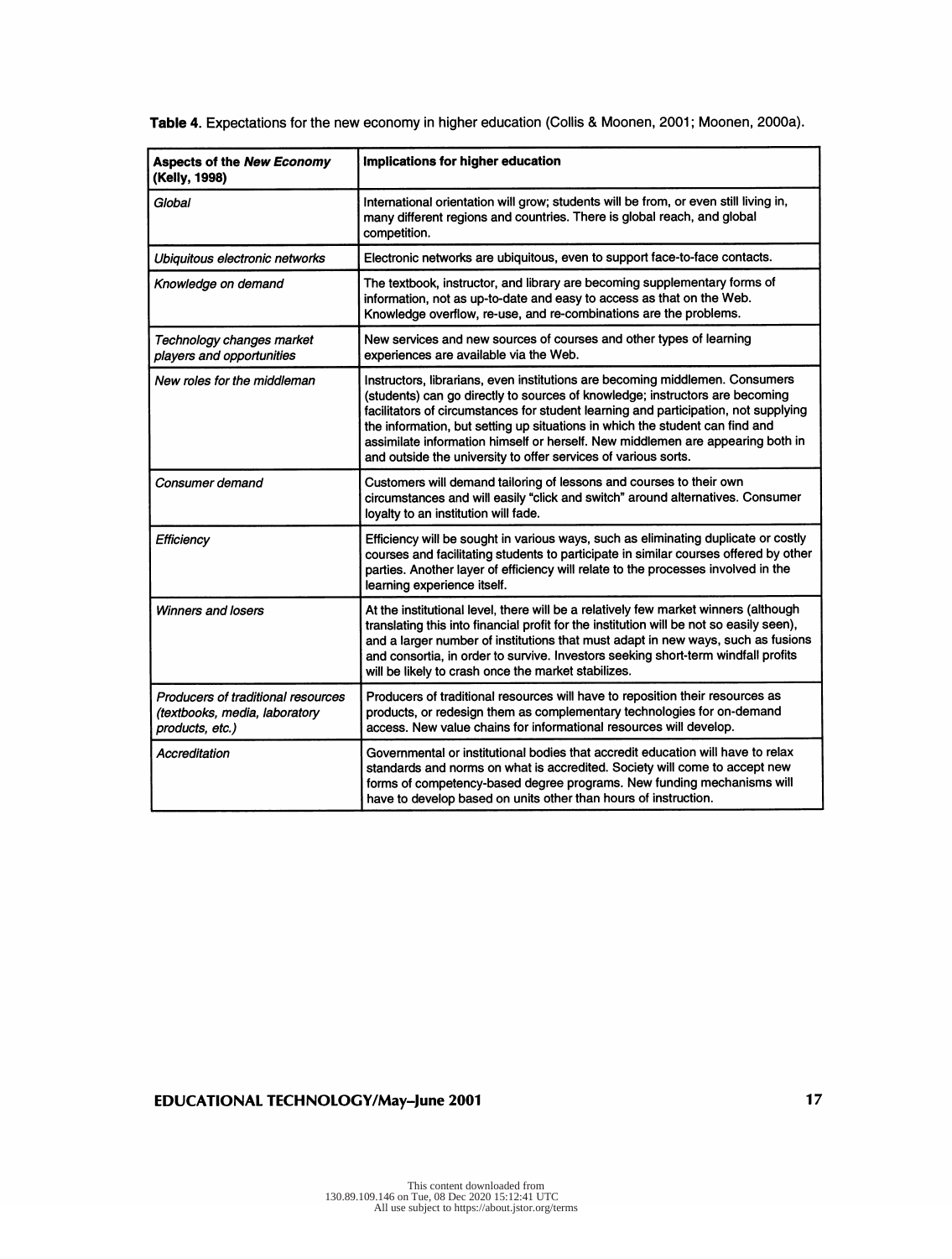**Table 4**. Expectations for the new economy in higher education (Collis & Moonen, 2001; Moonen, 2000a).

| **Aspects of the *New Economy* (Kelly, 1998)** | **Implications for higher education** |
|---|---|
| *Global* | International orientation will grow; students will be from, or even still living in, many different regions and countries. There is global reach, and global competition. |
| *Ubiquitous electronic networks* | Electronic networks are ubiquitous, even to support face-to-face contacts. |
| *Knowledge on demand* | The textbook, instructor, and library are becoming supplementary forms of information, not as up-to-date and easy to access as that on the Web. Knowledge overflow, re-use, and re-combinations are the problems. |
| *Technology changes market players and opportunities* | New services and new sources of courses and other types of learning experiences are available via the Web. |
| *New roles for the middleman* | Instructors, librarians, even institutions are becoming middlemen. Consumers (students) can go directly to sources of knowledge; instructors are becoming facilitators of circumstances for student learning and participation, not supplying the information, but setting up situations in which the student can find and assimilate information himself or herself. New middlemen are appearing both in and outside the university to offer services of various sorts. |
| *Consumer demand* | Customers will demand tailoring of lessons and courses to their own circumstances and will easily "click and switch" around alternatives. Consumer loyalty to an institution will fade. |
| *Efficiency* | Efficiency will be sought in various ways, such as eliminating duplicate or costly courses and facilitating students to participate in similar courses offered by other parties. Another layer of efficiency will relate to the processes involved in the learning experience itself. |
| *Winners and losers* | At the institutional level, there will be a relatively few market winners (although translating this into financial profit for the institution will be not so easily seen), and a larger number of institutions that must adapt in new ways, such as fusions and consortia, in order to survive. Investors seeking short-term windfall profits will be likely to crash once the market stabilizes. |
| *Producers of traditional resources (textbooks, media, laboratory products, etc.)* | Producers of traditional resources will have to reposition their resources as products, or redesign them as complementary technologies for on-demand access. New value chains for informational resources will develop. |
| *Accreditation* | Governmental or institutional bodies that accredit education will have to relax standards and norms on what is accredited. Society will come to accept new forms of competency-based degree programs. New funding mechanisms will have to develop based on units other than hours of instruction. |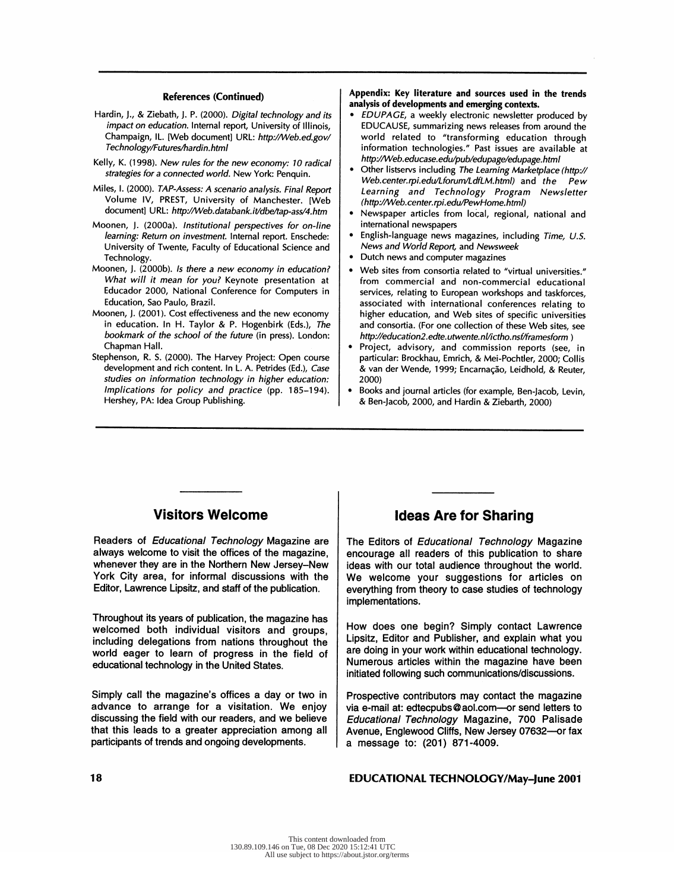## References (Continued)

Hardin, J., & Ziebath, J. P. (2000). *Digital technology and its impact on education.* Internal report, University of Illinois, Champaign, IL. [Web document] URL: *http://Web.ed.gov/Technology/Futures/hardin.html*

Kelly, K. (1998). *New rules for the new economy: 10 radical strategies for a connected world.* New York: Penquin.

Miles, I. (2000). *TAP-Assess: A scenario analysis. Final Report* Volume IV, PREST, University of Manchester. [Web document] URL: *http://Web.databank.it/dbe/tap-ass/4.htm*

Moonen, J. (2000a). *Institutional perspectives for on-line learning: Return on investment.* Internal report. Enschede: University of Twente, Faculty of Educational Science and Technology.

Moonen, J. (2000b). *Is there a new economy in education? What will it mean for you?* Keynote presentation at Educador 2000, National Conference for Computers in Education, Sao Paulo, Brazil.

Moonen, J. (2001). Cost effectiveness and the new economy in education. In H. Taylor & P. Hogenbirk (Eds.), *The bookmark of the school of the future* (in press). London: Chapman Hall.

Stephenson, R. S. (2000). The Harvey Project: Open course development and rich content. In L. A. Petrides (Ed.), *Case studies on information technology in higher education: Implications for policy and practice* (pp. 185–194). Hershey, PA: Idea Group Publishing.

## Appendix: Key literature and sources used in the trends analysis of developments and emerging contexts.

- *EDUPAGE*, a weekly electronic newsletter produced by EDUCAUSE, summarizing news releases from around the world related to "transforming education through information technologies." Past issues are available at *http://Web.educase.edu/pub/edupage/edupage.html*
- Other listservs including *The Learning Marketplace (http://Web.center.rpi.edu/Lforum/LdfLM.html)* and *the Pew Learning and Technology Program Newsletter (http://Web.center.rpi.edu/PewHome.html)*
- Newspaper articles from local, regional, national and international newspapers
- English-language news magazines, including *Time, U.S. News and World Report,* and *Newsweek*
- Dutch news and computer magazines
- Web sites from consortia related to "virtual universities." from commercial and non-commercial educational services, relating to European workshops and taskforces, associated with international conferences relating to higher education, and Web sites of specific universities and consortia. (For one collection of these Web sites, see *http://education2.edte.utwente.nl/ictho.nsf/framesform* )
- Project, advisory, and commission reports (see, in particular: Brockhau, Emrich, & Mei-Pochtler, 2000; Collis & van der Wende, 1999; Encarnação, Leidhold, & Reuter, 2000)
- Books and journal articles (for example, Ben-Jacob, Levin, & Ben-Jacob, 2000, and Hardin & Ziebarth, 2000)

## Visitors Welcome

Readers of *Educational Technology* Magazine are always welcome to visit the offices of the magazine, whenever they are in the Northern New Jersey–New York City area, for informal discussions with the Editor, Lawrence Lipsitz, and staff of the publication.

Throughout its years of publication, the magazine has welcomed both individual visitors and groups, including delegations from nations throughout the world eager to learn of progress in the field of educational technology in the United States.

Simply call the magazine's offices a day or two in advance to arrange for a visitation. We enjoy discussing the field with our readers, and we believe that this leads to a greater appreciation among all participants of trends and ongoing developments.

## Ideas Are for Sharing

The Editors of *Educational Technology* Magazine encourage all readers of this publication to share ideas with our total audience throughout the world. We welcome your suggestions for articles on everything from theory to case studies of technology implementations.

How does one begin? Simply contact Lawrence Lipsitz, Editor and Publisher, and explain what you are doing in your work within educational technology. Numerous articles within the magazine have been initiated following such communications/discussions.

Prospective contributors may contact the magazine via e-mail at: edtecpubs@aol.com—or send letters to *Educational Technology* Magazine, 700 Palisade Avenue, Englewood Cliffs, New Jersey 07632—or fax a message to: (201) 871-4009.